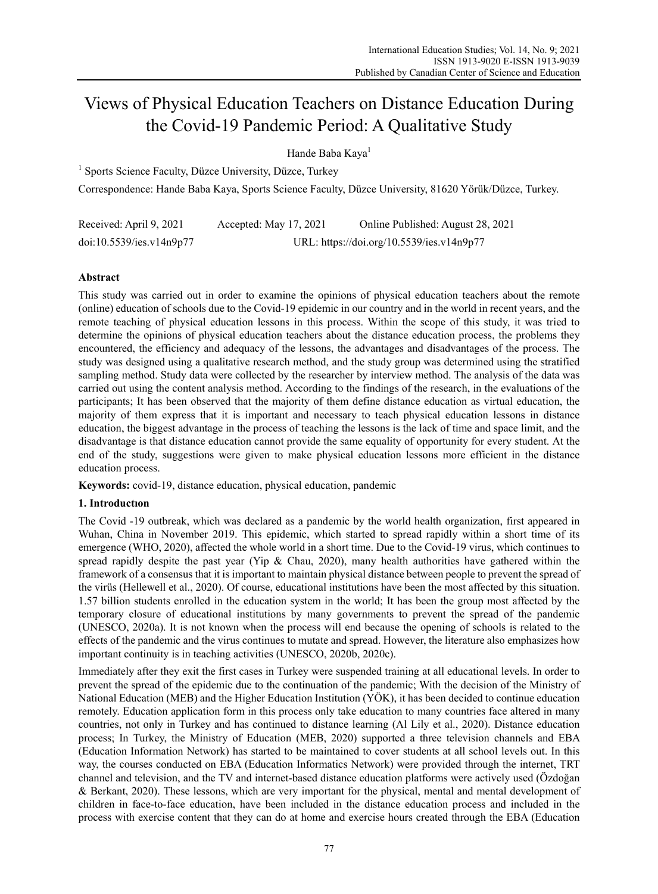# Views of Physical Education Teachers on Distance Education During the Covid-19 Pandemic Period: A Qualitative Study

Hande Baba Kaya[1]

[1] Sports Science Faculty, Düzce University, Düzce, Turkey

Correspondence: Hande Baba Kaya, Sports Science Faculty, Düzce University, 81620 Yörük/Düzce, Turkey.

Received: April 9, 2021 Accepted: May 17, 2021 Online Published: August 28, 2021

doi:10.5539/ies.v14n9p77 URL: https://doi.org/10.5539/ies.v14n9p77

## Abstract

This study was carried out in order to examine the opinions of physical education teachers about the remote (online) education of schools due to the Covid-19 epidemic in our country and in the world in recent years, and the remote teaching of physical education lessons in this process. Within the scope of this study, it was tried to determine the opinions of physical education teachers about the distance education process, the problems they encountered, the efficiency and adequacy of the lessons, the advantages and disadvantages of the process. The study was designed using a qualitative research method, and the study group was determined using the stratified sampling method. Study data were collected by the researcher by interview method. The analysis of the data was carried out using the content analysis method. According to the findings of the research, in the evaluations of the participants; It has been observed that the majority of them define distance education as virtual education, the majority of them express that it is important and necessary to teach physical education lessons in distance education, the biggest advantage in the process of teaching the lessons is the lack of time and space limit, and the disadvantage is that distance education cannot provide the same equality of opportunity for every student. At the end of the study, suggestions were given to make physical education lessons more efficient in the distance education process.

**Keywords:** covid-19, distance education, physical education, pandemic

## 1. Introductıon

The Covid -19 outbreak, which was declared as a pandemic by the world health organization, first appeared in Wuhan, China in November 2019. This epidemic, which started to spread rapidly within a short time of its emergence (WHO, 2020), affected the whole world in a short time. Due to the Covid-19 virus, which continues to spread rapidly despite the past year (Yip & Chau, 2020), many health authorities have gathered within the framework of a consensus that it is important to maintain physical distance between people to prevent the spread of the virüs (Hellewell et al., 2020). Of course, educational institutions have been the most affected by this situation. 1.57 billion students enrolled in the education system in the world; It has been the group most affected by the temporary closure of educational institutions by many governments to prevent the spread of the pandemic (UNESCO, 2020a). It is not known when the process will end because the opening of schools is related to the effects of the pandemic and the virus continues to mutate and spread. However, the literature also emphasizes how important continuity is in teaching activities (UNESCO, 2020b, 2020c).

Immediately after they exit the first cases in Turkey were suspended training at all educational levels. In order to prevent the spread of the epidemic due to the continuation of the pandemic; With the decision of the Ministry of National Education (MEB) and the Higher Education Institution (YÖK), it has been decided to continue education remotely. Education application form in this process only take education to many countries face altered in many countries, not only in Turkey and has continued to distance learning (Al Lily et al., 2020). Distance education process; In Turkey, the Ministry of Education (MEB, 2020) supported a three television channels and EBA (Education Information Network) has started to be maintained to cover students at all school levels out. In this way, the courses conducted on EBA (Education Informatics Network) were provided through the internet, TRT channel and television, and the TV and internet-based distance education platforms were actively used (Özdoğan & Berkant, 2020). These lessons, which are very important for the physical, mental and mental development of children in face-to-face education, have been included in the distance education process and included in the process with exercise content that they can do at home and exercise hours created through the EBA (Education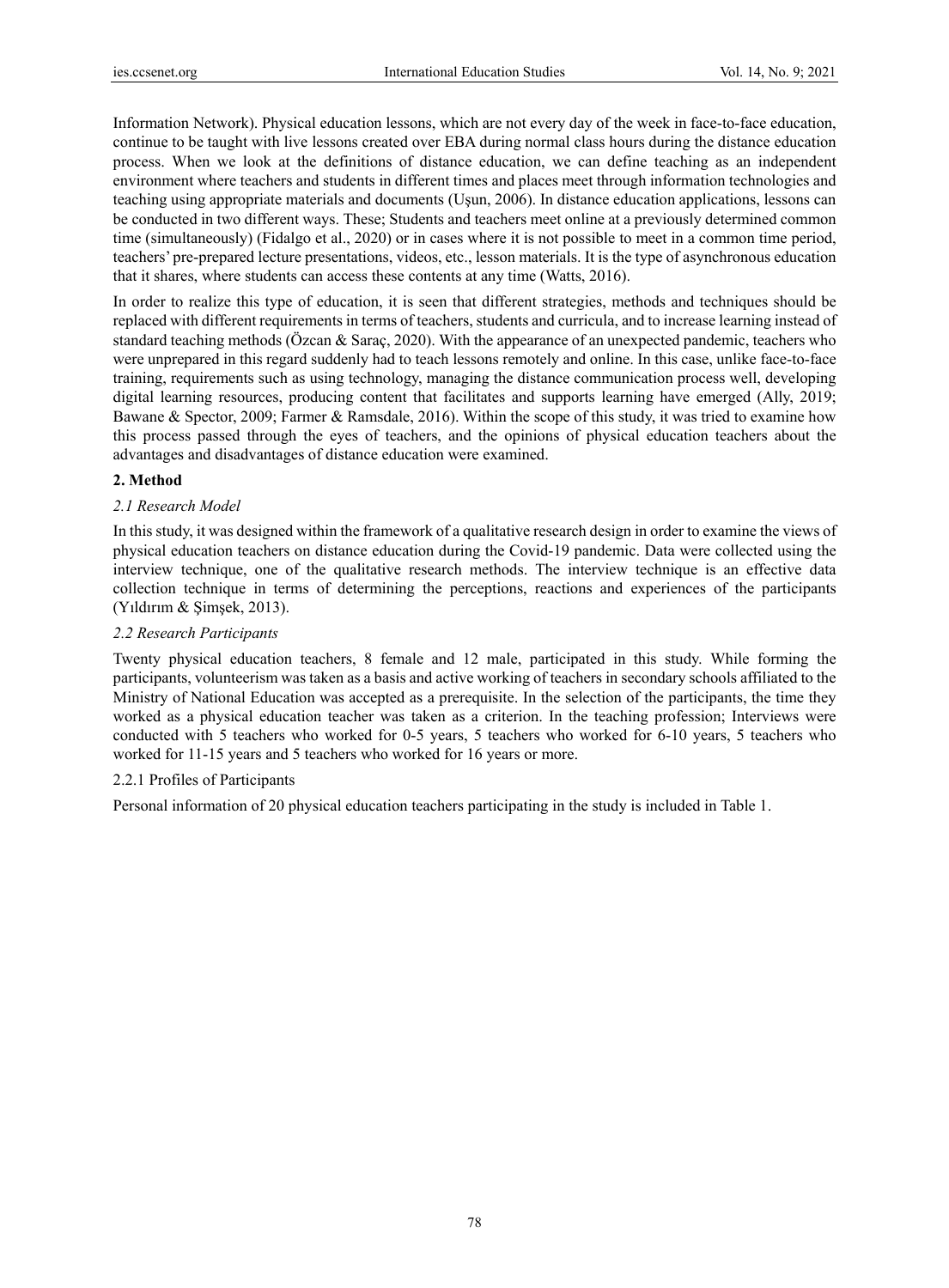Information Network). Physical education lessons, which are not every day of the week in face-to-face education, continue to be taught with live lessons created over EBA during normal class hours during the distance education process. When we look at the definitions of distance education, we can define teaching as an independent environment where teachers and students in different times and places meet through information technologies and teaching using appropriate materials and documents (Uşun, 2006). In distance education applications, lessons can be conducted in two different ways. These; Students and teachers meet online at a previously determined common time (simultaneously) (Fidalgo et al., 2020) or in cases where it is not possible to meet in a common time period, teachers' pre-prepared lecture presentations, videos, etc., lesson materials. It is the type of asynchronous education that it shares, where students can access these contents at any time (Watts, 2016).

In order to realize this type of education, it is seen that different strategies, methods and techniques should be replaced with different requirements in terms of teachers, students and curricula, and to increase learning instead of standard teaching methods (Özcan & Saraç, 2020). With the appearance of an unexpected pandemic, teachers who were unprepared in this regard suddenly had to teach lessons remotely and online. In this case, unlike face-to-face training, requirements such as using technology, managing the distance communication process well, developing digital learning resources, producing content that facilitates and supports learning have emerged (Ally, 2019; Bawane & Spector, 2009; Farmer & Ramsdale, 2016). Within the scope of this study, it was tried to examine how this process passed through the eyes of teachers, and the opinions of physical education teachers about the advantages and disadvantages of distance education were examined.

## 2. Method

### *2.1 Research Model*

In this study, it was designed within the framework of a qualitative research design in order to examine the views of physical education teachers on distance education during the Covid-19 pandemic. Data were collected using the interview technique, one of the qualitative research methods. The interview technique is an effective data collection technique in terms of determining the perceptions, reactions and experiences of the participants (Yıldırım & Şimşek, 2013).

### *2.2 Research Participants*

Twenty physical education teachers, 8 female and 12 male, participated in this study. While forming the participants, volunteerism was taken as a basis and active working of teachers in secondary schools affiliated to the Ministry of National Education was accepted as a prerequisite. In the selection of the participants, the time they worked as a physical education teacher was taken as a criterion. In the teaching profession; Interviews were conducted with 5 teachers who worked for 0-5 years, 5 teachers who worked for 6-10 years, 5 teachers who worked for 11-15 years and 5 teachers who worked for 16 years or more.

#### 2.2.1 Profiles of Participants

Personal information of 20 physical education teachers participating in the study is included in Table 1.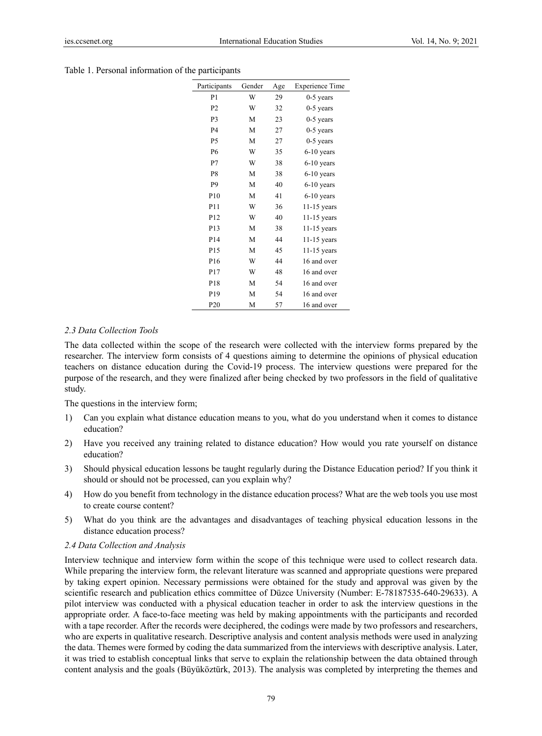Table 1. Personal information of the participants

| Participants | Gender | Age | Experience Time |
|---|---|---|---|
| P1 | W | 29 | 0-5 years |
| P2 | W | 32 | 0-5 years |
| P3 | M | 23 | 0-5 years |
| P4 | M | 27 | 0-5 years |
| P5 | M | 27 | 0-5 years |
| P6 | W | 35 | 6-10 years |
| P7 | W | 38 | 6-10 years |
| P8 | M | 38 | 6-10 years |
| P9 | M | 40 | 6-10 years |
| P10 | M | 41 | 6-10 years |
| P11 | W | 36 | 11-15 years |
| P12 | W | 40 | 11-15 years |
| P13 | M | 38 | 11-15 years |
| P14 | M | 44 | 11-15 years |
| P15 | M | 45 | 11-15 years |
| P16 | W | 44 | 16 and over |
| P17 | W | 48 | 16 and over |
| P18 | M | 54 | 16 and over |
| P19 | M | 54 | 16 and over |
| P20 | M | 57 | 16 and over |

### *2.3 Data Collection Tools*

The data collected within the scope of the research were collected with the interview forms prepared by the researcher. The interview form consists of 4 questions aiming to determine the opinions of physical education teachers on distance education during the Covid-19 process. The interview questions were prepared for the purpose of the research, and they were finalized after being checked by two professors in the field of qualitative study.

The questions in the interview form;

1) Can you explain what distance education means to you, what do you understand when it comes to distance education?
2) Have you received any training related to distance education? How would you rate yourself on distance education?
3) Should physical education lessons be taught regularly during the Distance Education period? If you think it should or should not be processed, can you explain why?
4) How do you benefit from technology in the distance education process? What are the web tools you use most to create course content?
5) What do you think are the advantages and disadvantages of teaching physical education lessons in the distance education process?

### *2.4 Data Collection and Analysis*

Interview technique and interview form within the scope of this technique were used to collect research data. While preparing the interview form, the relevant literature was scanned and appropriate questions were prepared by taking expert opinion. Necessary permissions were obtained for the study and approval was given by the scientific research and publication ethics committee of Düzce University (Number: E-78187535-640-29633). A pilot interview was conducted with a physical education teacher in order to ask the interview questions in the appropriate order. A face-to-face meeting was held by making appointments with the participants and recorded with a tape recorder. After the records were deciphered, the codings were made by two professors and researchers, who are experts in qualitative research. Descriptive analysis and content analysis methods were used in analyzing the data. Themes were formed by coding the data summarized from the interviews with descriptive analysis. Later, it was tried to establish conceptual links that serve to explain the relationship between the data obtained through content analysis and the goals (Büyüköztürk, 2013). The analysis was completed by interpreting the themes and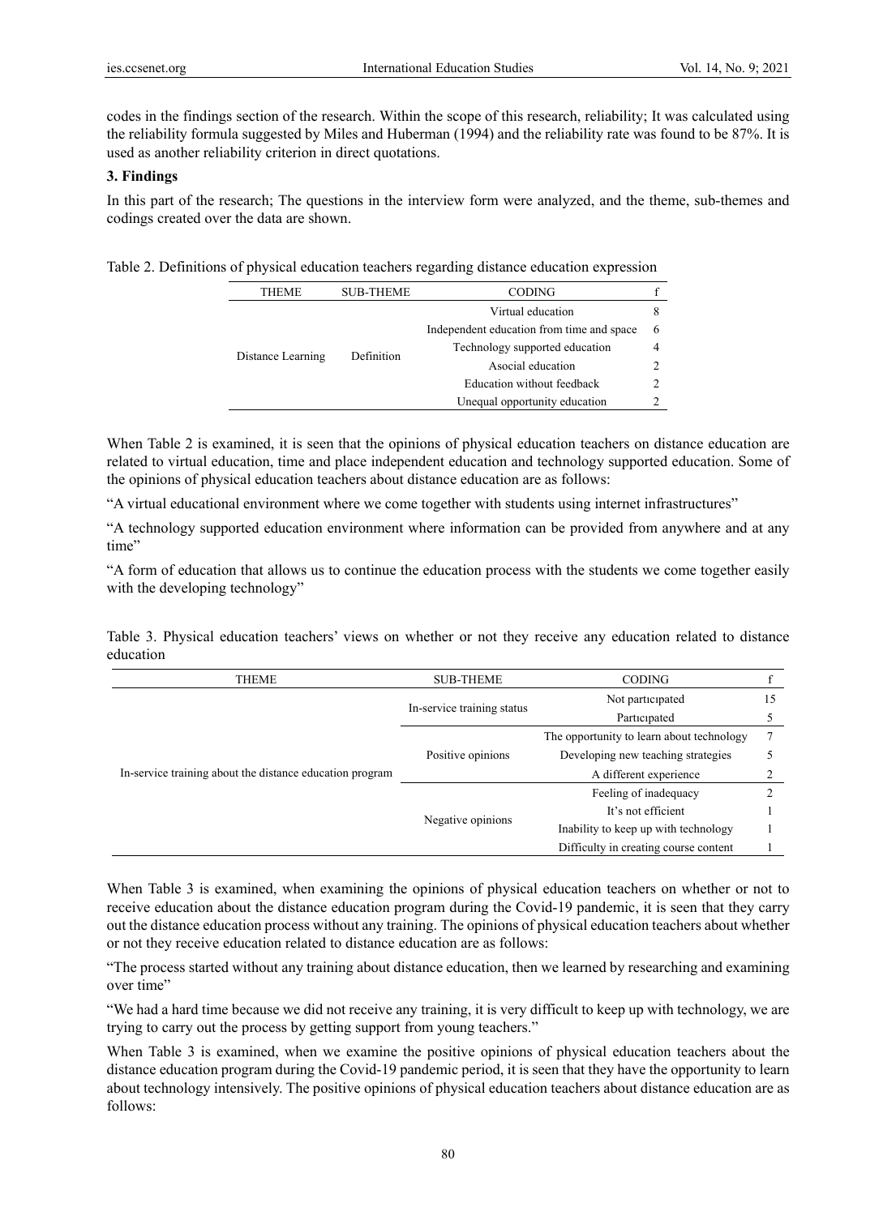codes in the findings section of the research. Within the scope of this research, reliability; It was calculated using the reliability formula suggested by Miles and Huberman (1994) and the reliability rate was found to be 87%. It is used as another reliability criterion in direct quotations.

### 3. Findings

In this part of the research; The questions in the interview form were analyzed, and the theme, sub-themes and codings created over the data are shown.

Table 2. Definitions of physical education teachers regarding distance education expression

| THEME | SUB-THEME | CODING | f |
|---|---|---|---|
| Distance Learning | Definition | Virtual education | 8 |
| | | Independent education from time and space | 6 |
| | | Technology supported education | 4 |
| | | Asocial education | 2 |
| | | Education without feedback | 2 |
| | | Unequal opportunity education | 2 |

When Table 2 is examined, it is seen that the opinions of physical education teachers on distance education are related to virtual education, time and place independent education and technology supported education. Some of the opinions of physical education teachers about distance education are as follows:

"A virtual educational environment where we come together with students using internet infrastructures"

"A technology supported education environment where information can be provided from anywhere and at any time"

"A form of education that allows us to continue the education process with the students we come together easily with the developing technology"

Table 3. Physical education teachers' views on whether or not they receive any education related to distance education

| THEME | SUB-THEME | CODING | f |
|---|---|---|---|
| In-service training about the distance education program | In-service training status | Not partıcıpated | 15 |
| | | Partıcıpated | 5 |
| | Positive opinions | The opportunity to learn about technology | 7 |
| | | Developing new teaching strategies | 5 |
| | | A different experience | 2 |
| | Negative opinions | Feeling of inadequacy | 2 |
| | | It's not efficient | 1 |
| | | Inability to keep up with technology | 1 |
| | | Difficulty in creating course content | 1 |

When Table 3 is examined, when examining the opinions of physical education teachers on whether or not to receive education about the distance education program during the Covid-19 pandemic, it is seen that they carry out the distance education process without any training. The opinions of physical education teachers about whether or not they receive education related to distance education are as follows:

"The process started without any training about distance education, then we learned by researching and examining over time"

"We had a hard time because we did not receive any training, it is very difficult to keep up with technology, we are trying to carry out the process by getting support from young teachers."

When Table 3 is examined, when we examine the positive opinions of physical education teachers about the distance education program during the Covid-19 pandemic period, it is seen that they have the opportunity to learn about technology intensively. The positive opinions of physical education teachers about distance education are as follows: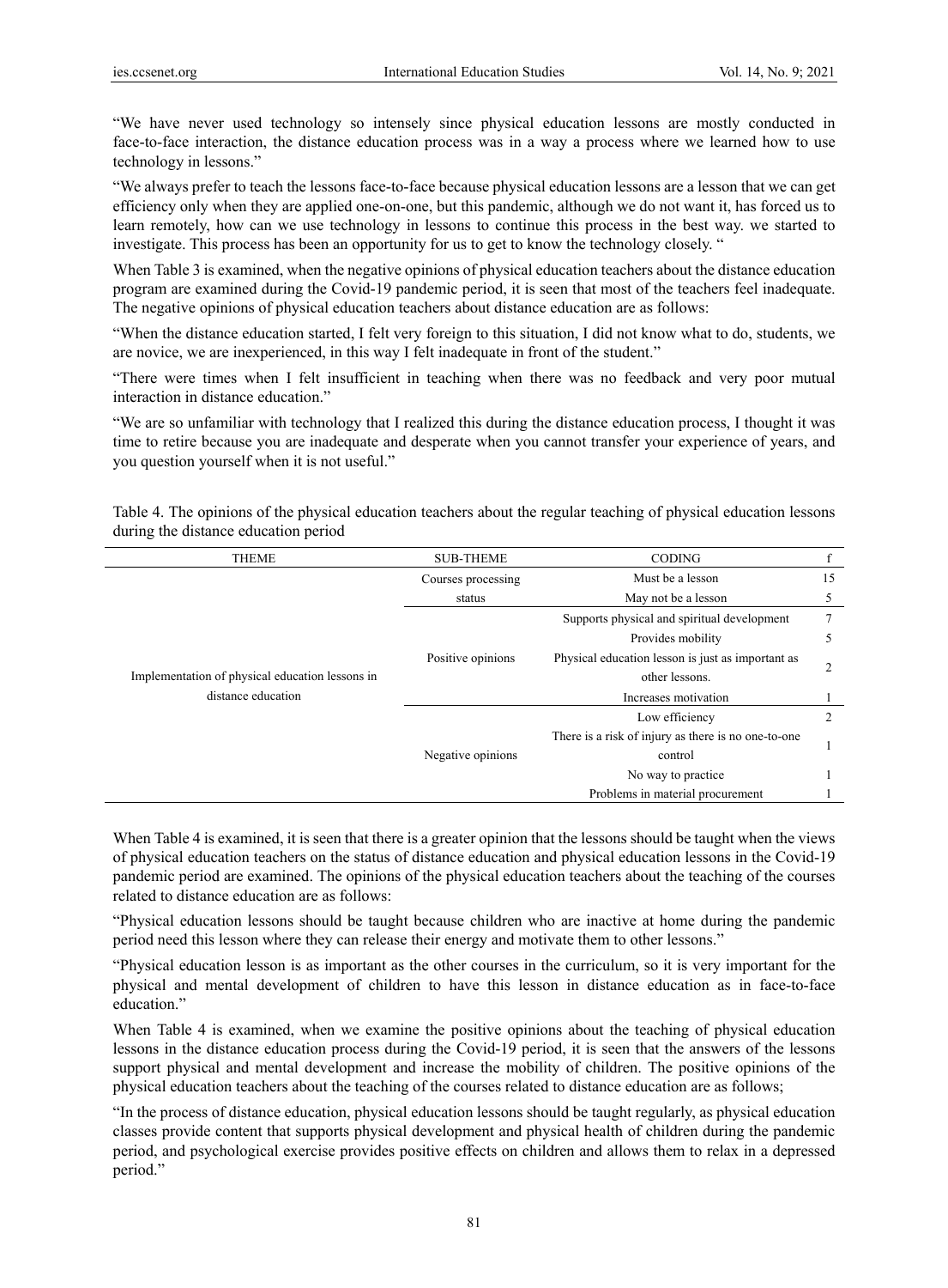"We have never used technology so intensely since physical education lessons are mostly conducted in face-to-face interaction, the distance education process was in a way a process where we learned how to use technology in lessons."

"We always prefer to teach the lessons face-to-face because physical education lessons are a lesson that we can get efficiency only when they are applied one-on-one, but this pandemic, although we do not want it, has forced us to learn remotely, how can we use technology in lessons to continue this process in the best way. we started to investigate. This process has been an opportunity for us to get to know the technology closely. "

When Table 3 is examined, when the negative opinions of physical education teachers about the distance education program are examined during the Covid-19 pandemic period, it is seen that most of the teachers feel inadequate. The negative opinions of physical education teachers about distance education are as follows:

"When the distance education started, I felt very foreign to this situation, I did not know what to do, students, we are novice, we are inexperienced, in this way I felt inadequate in front of the student."

"There were times when I felt insufficient in teaching when there was no feedback and very poor mutual interaction in distance education."

"We are so unfamiliar with technology that I realized this during the distance education process, I thought it was time to retire because you are inadequate and desperate when you cannot transfer your experience of years, and you question yourself when it is not useful."

Table 4. The opinions of the physical education teachers about the regular teaching of physical education lessons during the distance education period

| THEME | SUB-THEME | CODING | f |
|---|---|---|---|
| Implementation of physical education lessons in distance education | Courses processing status | Must be a lesson | 15 |
| | | May not be a lesson | 5 |
| | Positive opinions | Supports physical and spiritual development | 7 |
| | | Provides mobility | 5 |
| | | Physical education lesson is just as important as other lessons. | 2 |
| | | Increases motivation | 1 |
| | Negative opinions | Low efficiency | 2 |
| | | There is a risk of injury as there is no one-to-one control | 1 |
| | | No way to practice | 1 |
| | | Problems in material procurement | 1 |

When Table 4 is examined, it is seen that there is a greater opinion that the lessons should be taught when the views of physical education teachers on the status of distance education and physical education lessons in the Covid-19 pandemic period are examined. The opinions of the physical education teachers about the teaching of the courses related to distance education are as follows:

"Physical education lessons should be taught because children who are inactive at home during the pandemic period need this lesson where they can release their energy and motivate them to other lessons."

"Physical education lesson is as important as the other courses in the curriculum, so it is very important for the physical and mental development of children to have this lesson in distance education as in face-to-face education."

When Table 4 is examined, when we examine the positive opinions about the teaching of physical education lessons in the distance education process during the Covid-19 period, it is seen that the answers of the lessons support physical and mental development and increase the mobility of children. The positive opinions of the physical education teachers about the teaching of the courses related to distance education are as follows;

"In the process of distance education, physical education lessons should be taught regularly, as physical education classes provide content that supports physical development and physical health of children during the pandemic period, and psychological exercise provides positive effects on children and allows them to relax in a depressed period."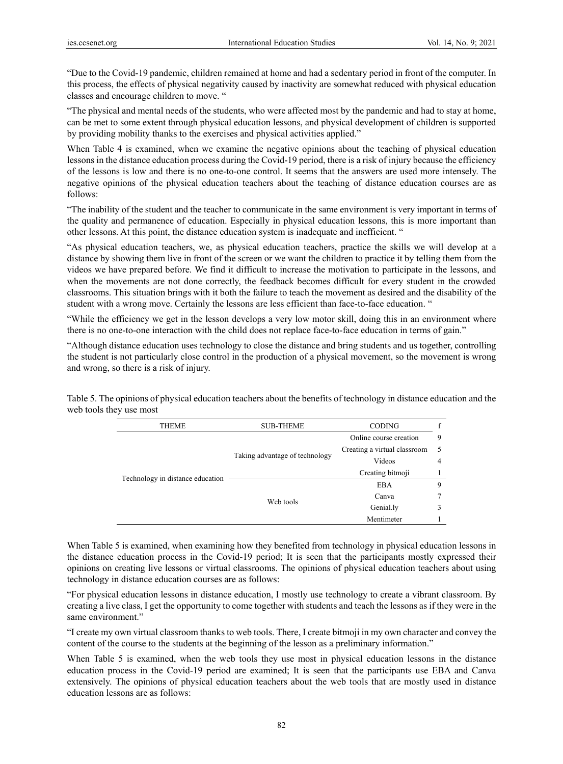"Due to the Covid-19 pandemic, children remained at home and had a sedentary period in front of the computer. In this process, the effects of physical negativity caused by inactivity are somewhat reduced with physical education classes and encourage children to move. "

"The physical and mental needs of the students, who were affected most by the pandemic and had to stay at home, can be met to some extent through physical education lessons, and physical development of children is supported by providing mobility thanks to the exercises and physical activities applied."

When Table 4 is examined, when we examine the negative opinions about the teaching of physical education lessons in the distance education process during the Covid-19 period, there is a risk of injury because the efficiency of the lessons is low and there is no one-to-one control. It seems that the answers are used more intensely. The negative opinions of the physical education teachers about the teaching of distance education courses are as follows:

"The inability of the student and the teacher to communicate in the same environment is very important in terms of the quality and permanence of education. Especially in physical education lessons, this is more important than other lessons. At this point, the distance education system is inadequate and inefficient. "

"As physical education teachers, we, as physical education teachers, practice the skills we will develop at a distance by showing them live in front of the screen or we want the children to practice it by telling them from the videos we have prepared before. We find it difficult to increase the motivation to participate in the lessons, and when the movements are not done correctly, the feedback becomes difficult for every student in the crowded classrooms. This situation brings with it both the failure to teach the movement as desired and the disability of the student with a wrong move. Certainly the lessons are less efficient than face-to-face education. "

"While the efficiency we get in the lesson develops a very low motor skill, doing this in an environment where there is no one-to-one interaction with the child does not replace face-to-face education in terms of gain."

"Although distance education uses technology to close the distance and bring students and us together, controlling the student is not particularly close control in the production of a physical movement, so the movement is wrong and wrong, so there is a risk of injury.

Table 5. The opinions of physical education teachers about the benefits of technology in distance education and the web tools they use most

| THEME | SUB-THEME | CODING | f |
|---|---|---|---|
| Technology in distance education | Taking advantage of technology | Online course creation | 9 |
| | | Creating a virtual classroom | 5 |
| | | Videos | 4 |
| | | Creating bitmoji | 1 |
| | Web tools | EBA | 9 |
| | | Canva | 7 |
| | | Genial.ly | 3 |
| | | Mentimeter | 1 |

When Table 5 is examined, when examining how they benefited from technology in physical education lessons in the distance education process in the Covid-19 period; It is seen that the participants mostly expressed their opinions on creating live lessons or virtual classrooms. The opinions of physical education teachers about using technology in distance education courses are as follows:

"For physical education lessons in distance education, I mostly use technology to create a vibrant classroom. By creating a live class, I get the opportunity to come together with students and teach the lessons as if they were in the same environment."

"I create my own virtual classroom thanks to web tools. There, I create bitmoji in my own character and convey the content of the course to the students at the beginning of the lesson as a preliminary information."

When Table 5 is examined, when the web tools they use most in physical education lessons in the distance education process in the Covid-19 period are examined; It is seen that the participants use EBA and Canva extensively. The opinions of physical education teachers about the web tools that are mostly used in distance education lessons are as follows: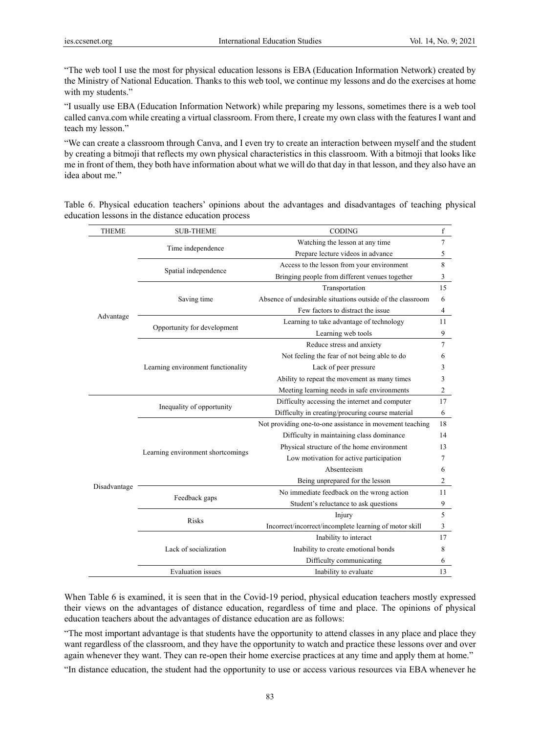"The web tool I use the most for physical education lessons is EBA (Education Information Network) created by the Ministry of National Education. Thanks to this web tool, we continue my lessons and do the exercises at home with my students."

"I usually use EBA (Education Information Network) while preparing my lessons, sometimes there is a web tool called canva.com while creating a virtual classroom. From there, I create my own class with the features I want and teach my lesson."

"We can create a classroom through Canva, and I even try to create an interaction between myself and the student by creating a bitmoji that reflects my own physical characteristics in this classroom. With a bitmoji that looks like me in front of them, they both have information about what we will do that day in that lesson, and they also have an idea about me."

Table 6. Physical education teachers' opinions about the advantages and disadvantages of teaching physical education lessons in the distance education process

| THEME | SUB-THEME | CODING | f |
|---|---|---|---|
| Advantage | Time independence | Watching the lesson at any time | 7 |
| | | Prepare lecture videos in advance | 5 |
| | Spatial independence | Access to the lesson from your environment | 8 |
| | | Bringing people from different venues together | 3 |
| | Saving time | Transportation | 15 |
| | | Absence of undesirable situations outside of the classroom | 6 |
| | | Few factors to distract the issue | 4 |
| | Opportunity for development | Learning to take advantage of technology | 11 |
| | | Learning web tools | 9 |
| | Learning environment functionality | Reduce stress and anxiety | 7 |
| | | Not feeling the fear of not being able to do | 6 |
| | | Lack of peer pressure | 3 |
| | | Ability to repeat the movement as many times | 3 |
| | | Meeting learning needs in safe environments | 2 |
| Disadvantage | Inequality of opportunity | Difficulty accessing the internet and computer | 17 |
| | | Difficulty in creating/procuring course material | 6 |
| | Learning environment shortcomings | Not providing one-to-one assistance in movement teaching | 18 |
| | | Difficulty in maintaining class dominance | 14 |
| | | Physical structure of the home environment | 13 |
| | | Low motivation for active participation | 7 |
| | | Absenteeism | 6 |
| | | Being unprepared for the lesson | 2 |
| | Feedback gaps | No immediate feedback on the wrong action | 11 |
| | | Student's reluctance to ask questions | 9 |
| | Risks | Injury | 5 |
| | | Incorrect/incorrect/incomplete learning of motor skill | 3 |
| | Lack of socialization | Inability to interact | 17 |
| | | Inability to create emotional bonds | 8 |
| | | Difficulty communicating | 6 |
| | Evaluation issues | Inability to evaluate | 13 |

When Table 6 is examined, it is seen that in the Covid-19 period, physical education teachers mostly expressed their views on the advantages of distance education, regardless of time and place. The opinions of physical education teachers about the advantages of distance education are as follows:

"The most important advantage is that students have the opportunity to attend classes in any place and place they want regardless of the classroom, and they have the opportunity to watch and practice these lessons over and over again whenever they want. They can re-open their home exercise practices at any time and apply them at home."

"In distance education, the student had the opportunity to use or access various resources via EBA whenever he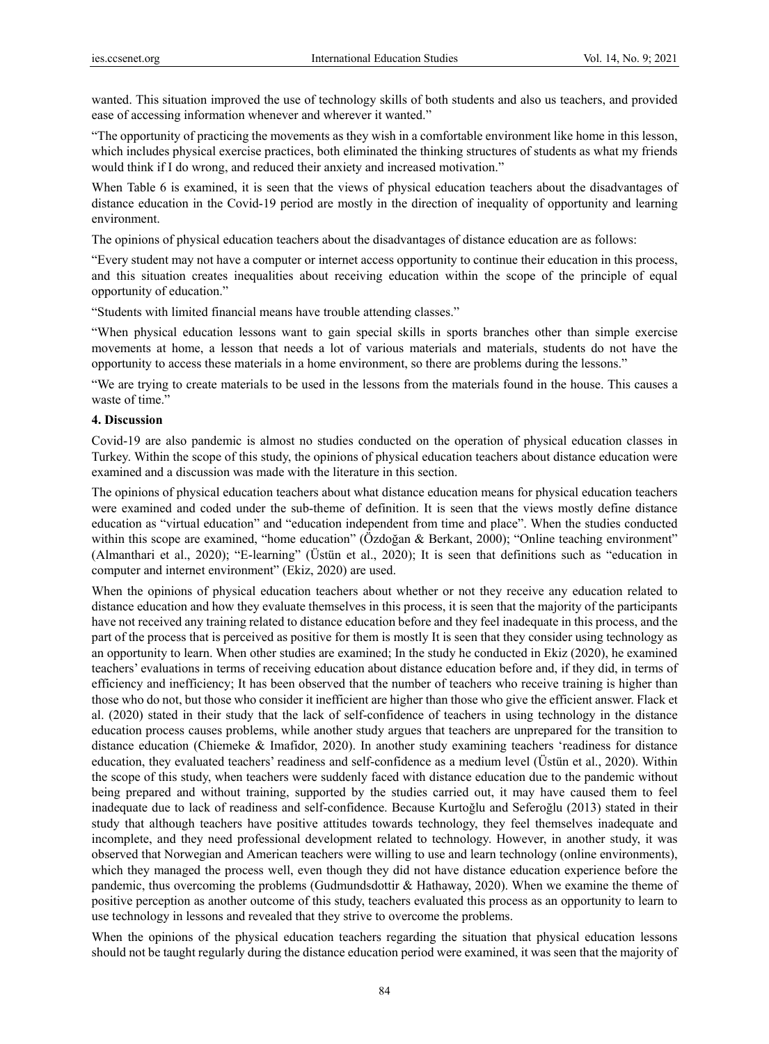wanted. This situation improved the use of technology skills of both students and also us teachers, and provided ease of accessing information whenever and wherever it wanted."

"The opportunity of practicing the movements as they wish in a comfortable environment like home in this lesson, which includes physical exercise practices, both eliminated the thinking structures of students as what my friends would think if I do wrong, and reduced their anxiety and increased motivation."

When Table 6 is examined, it is seen that the views of physical education teachers about the disadvantages of distance education in the Covid-19 period are mostly in the direction of inequality of opportunity and learning environment.

The opinions of physical education teachers about the disadvantages of distance education are as follows:

"Every student may not have a computer or internet access opportunity to continue their education in this process, and this situation creates inequalities about receiving education within the scope of the principle of equal opportunity of education."

"Students with limited financial means have trouble attending classes."

"When physical education lessons want to gain special skills in sports branches other than simple exercise movements at home, a lesson that needs a lot of various materials and materials, students do not have the opportunity to access these materials in a home environment, so there are problems during the lessons."

"We are trying to create materials to be used in the lessons from the materials found in the house. This causes a waste of time."

## 4. Discussion

Covid-19 are also pandemic is almost no studies conducted on the operation of physical education classes in Turkey. Within the scope of this study, the opinions of physical education teachers about distance education were examined and a discussion was made with the literature in this section.

The opinions of physical education teachers about what distance education means for physical education teachers were examined and coded under the sub-theme of definition. It is seen that the views mostly define distance education as "virtual education" and "education independent from time and place". When the studies conducted within this scope are examined, "home education" (Özdoğan & Berkant, 2000); "Online teaching environment" (Almanthari et al., 2020); "E-learning" (Üstün et al., 2020); It is seen that definitions such as "education in computer and internet environment" (Ekiz, 2020) are used.

When the opinions of physical education teachers about whether or not they receive any education related to distance education and how they evaluate themselves in this process, it is seen that the majority of the participants have not received any training related to distance education before and they feel inadequate in this process, and the part of the process that is perceived as positive for them is mostly It is seen that they consider using technology as an opportunity to learn. When other studies are examined; In the study he conducted in Ekiz (2020), he examined teachers' evaluations in terms of receiving education about distance education before and, if they did, in terms of efficiency and inefficiency; It has been observed that the number of teachers who receive training is higher than those who do not, but those who consider it inefficient are higher than those who give the efficient answer. Flack et al. (2020) stated in their study that the lack of self-confidence of teachers in using technology in the distance education process causes problems, while another study argues that teachers are unprepared for the transition to distance education (Chiemeke & Imafidor, 2020). In another study examining teachers 'readiness for distance education, they evaluated teachers' readiness and self-confidence as a medium level (Üstün et al., 2020). Within the scope of this study, when teachers were suddenly faced with distance education due to the pandemic without being prepared and without training, supported by the studies carried out, it may have caused them to feel inadequate due to lack of readiness and self-confidence. Because Kurtoğlu and Seferoğlu (2013) stated in their study that although teachers have positive attitudes towards technology, they feel themselves inadequate and incomplete, and they need professional development related to technology. However, in another study, it was observed that Norwegian and American teachers were willing to use and learn technology (online environments), which they managed the process well, even though they did not have distance education experience before the pandemic, thus overcoming the problems (Gudmundsdottir & Hathaway, 2020). When we examine the theme of positive perception as another outcome of this study, teachers evaluated this process as an opportunity to learn to use technology in lessons and revealed that they strive to overcome the problems.

When the opinions of the physical education teachers regarding the situation that physical education lessons should not be taught regularly during the distance education period were examined, it was seen that the majority of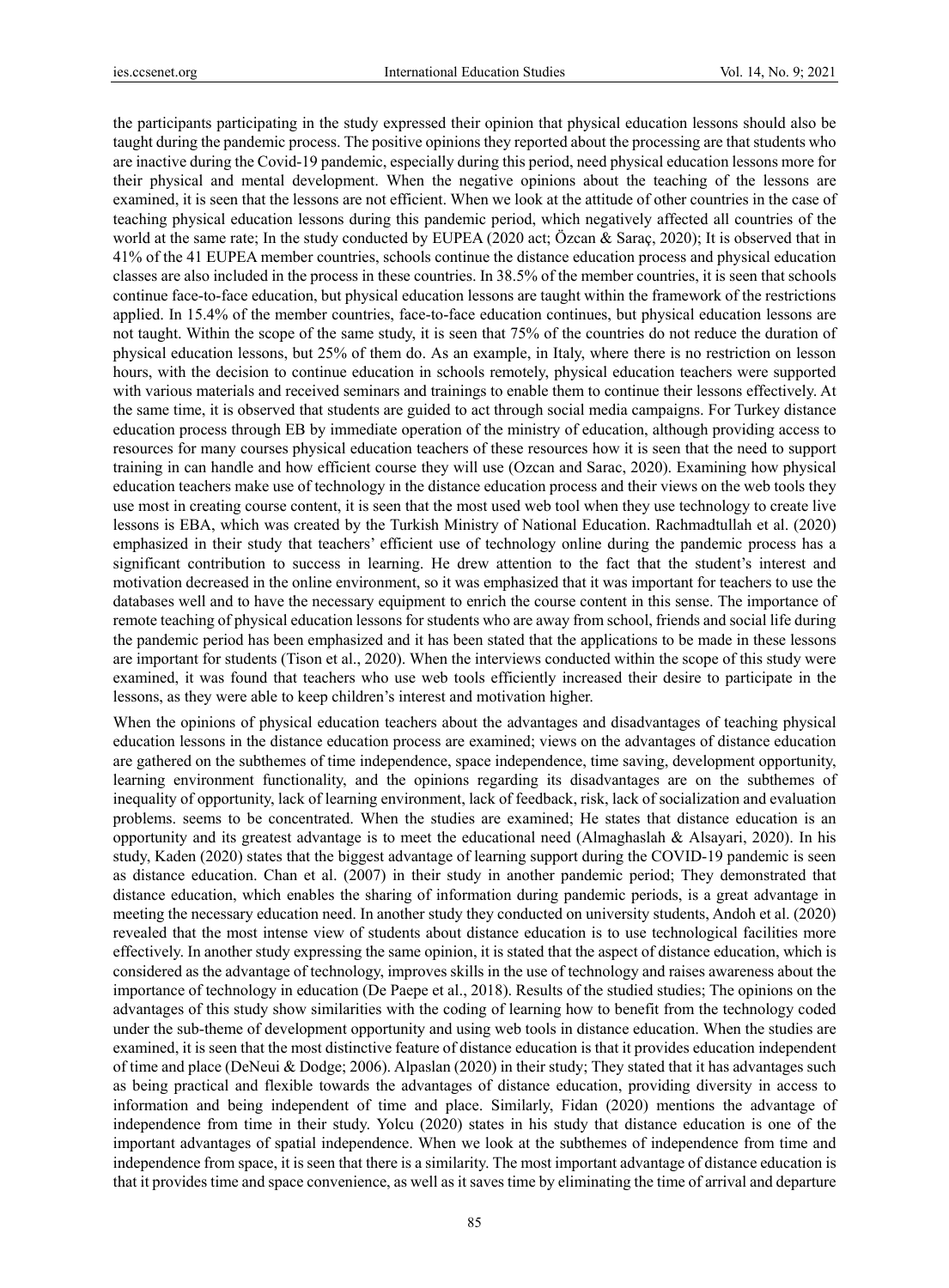the participants participating in the study expressed their opinion that physical education lessons should also be taught during the pandemic process. The positive opinions they reported about the processing are that students who are inactive during the Covid-19 pandemic, especially during this period, need physical education lessons more for their physical and mental development. When the negative opinions about the teaching of the lessons are examined, it is seen that the lessons are not efficient. When we look at the attitude of other countries in the case of teaching physical education lessons during this pandemic period, which negatively affected all countries of the world at the same rate; In the study conducted by EUPEA (2020 act; Özcan & Saraç, 2020); It is observed that in 41% of the 41 EUPEA member countries, schools continue the distance education process and physical education classes are also included in the process in these countries. In 38.5% of the member countries, it is seen that schools continue face-to-face education, but physical education lessons are taught within the framework of the restrictions applied. In 15.4% of the member countries, face-to-face education continues, but physical education lessons are not taught. Within the scope of the same study, it is seen that 75% of the countries do not reduce the duration of physical education lessons, but 25% of them do. As an example, in Italy, where there is no restriction on lesson hours, with the decision to continue education in schools remotely, physical education teachers were supported with various materials and received seminars and trainings to enable them to continue their lessons effectively. At the same time, it is observed that students are guided to act through social media campaigns. For Turkey distance education process through EB by immediate operation of the ministry of education, although providing access to resources for many courses physical education teachers of these resources how it is seen that the need to support training in can handle and how efficient course they will use (Ozcan and Sarac, 2020). Examining how physical education teachers make use of technology in the distance education process and their views on the web tools they use most in creating course content, it is seen that the most used web tool when they use technology to create live lessons is EBA, which was created by the Turkish Ministry of National Education. Rachmadtullah et al. (2020) emphasized in their study that teachers' efficient use of technology online during the pandemic process has a significant contribution to success in learning. He drew attention to the fact that the student's interest and motivation decreased in the online environment, so it was emphasized that it was important for teachers to use the databases well and to have the necessary equipment to enrich the course content in this sense. The importance of remote teaching of physical education lessons for students who are away from school, friends and social life during the pandemic period has been emphasized and it has been stated that the applications to be made in these lessons are important for students (Tison et al., 2020). When the interviews conducted within the scope of this study were examined, it was found that teachers who use web tools efficiently increased their desire to participate in the lessons, as they were able to keep children's interest and motivation higher.

When the opinions of physical education teachers about the advantages and disadvantages of teaching physical education lessons in the distance education process are examined; views on the advantages of distance education are gathered on the subthemes of time independence, space independence, time saving, development opportunity, learning environment functionality, and the opinions regarding its disadvantages are on the subthemes of inequality of opportunity, lack of learning environment, lack of feedback, risk, lack of socialization and evaluation problems. seems to be concentrated. When the studies are examined; He states that distance education is an opportunity and its greatest advantage is to meet the educational need (Almaghaslah & Alsayari, 2020). In his study, Kaden (2020) states that the biggest advantage of learning support during the COVID-19 pandemic is seen as distance education. Chan et al. (2007) in their study in another pandemic period; They demonstrated that distance education, which enables the sharing of information during pandemic periods, is a great advantage in meeting the necessary education need. In another study they conducted on university students, Andoh et al. (2020) revealed that the most intense view of students about distance education is to use technological facilities more effectively. In another study expressing the same opinion, it is stated that the aspect of distance education, which is considered as the advantage of technology, improves skills in the use of technology and raises awareness about the importance of technology in education (De Paepe et al., 2018). Results of the studied studies; The opinions on the advantages of this study show similarities with the coding of learning how to benefit from the technology coded under the sub-theme of development opportunity and using web tools in distance education. When the studies are examined, it is seen that the most distinctive feature of distance education is that it provides education independent of time and place (DeNeui & Dodge; 2006). Alpaslan (2020) in their study; They stated that it has advantages such as being practical and flexible towards the advantages of distance education, providing diversity in access to information and being independent of time and place. Similarly, Fidan (2020) mentions the advantage of independence from time in their study. Yolcu (2020) states in his study that distance education is one of the important advantages of spatial independence. When we look at the subthemes of independence from time and independence from space, it is seen that there is a similarity. The most important advantage of distance education is that it provides time and space convenience, as well as it saves time by eliminating the time of arrival and departure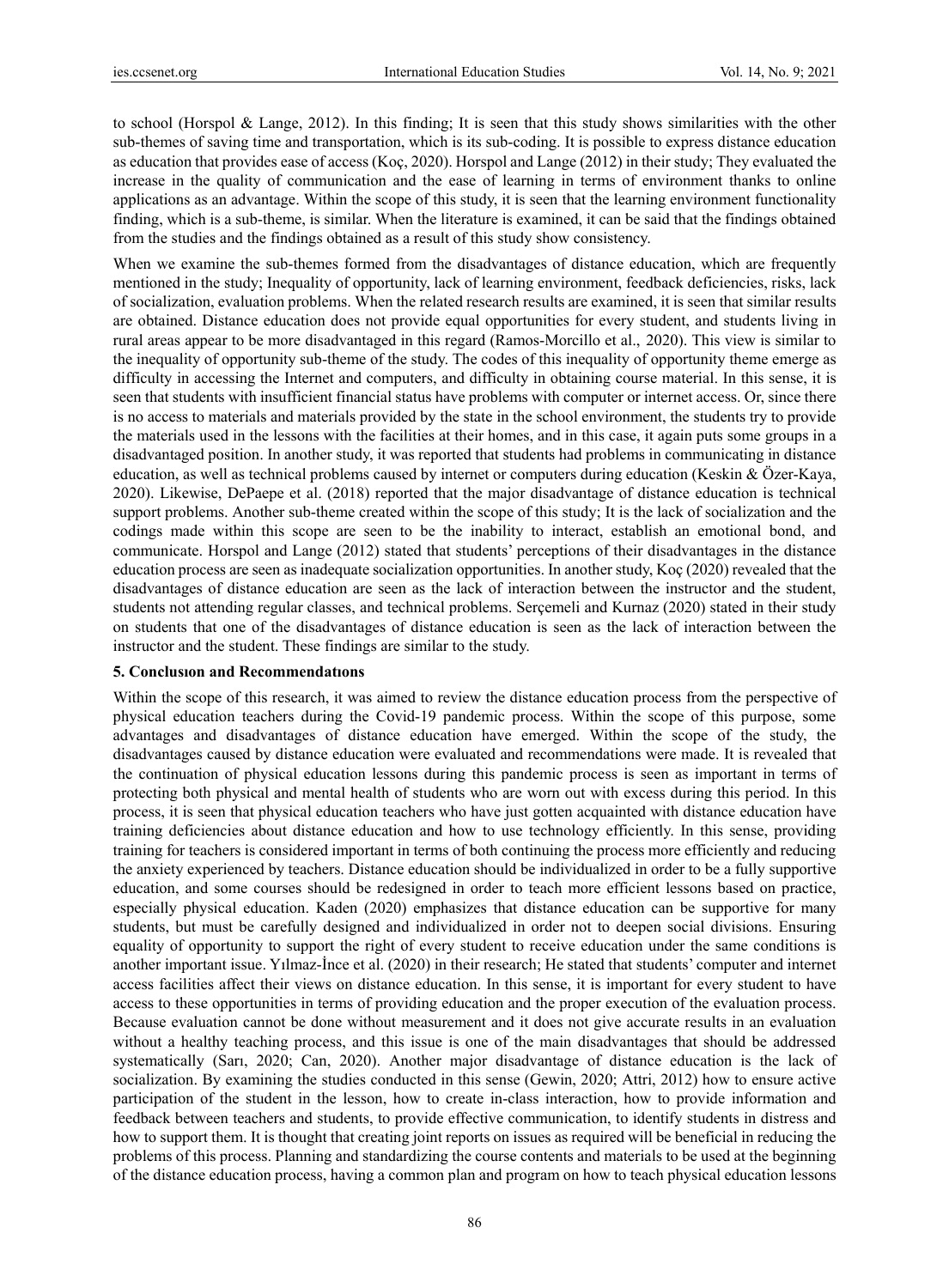to school (Horspol & Lange, 2012). In this finding; It is seen that this study shows similarities with the other sub-themes of saving time and transportation, which is its sub-coding. It is possible to express distance education as education that provides ease of access (Koç, 2020). Horspol and Lange (2012) in their study; They evaluated the increase in the quality of communication and the ease of learning in terms of environment thanks to online applications as an advantage. Within the scope of this study, it is seen that the learning environment functionality finding, which is a sub-theme, is similar. When the literature is examined, it can be said that the findings obtained from the studies and the findings obtained as a result of this study show consistency.

When we examine the sub-themes formed from the disadvantages of distance education, which are frequently mentioned in the study; Inequality of opportunity, lack of learning environment, feedback deficiencies, risks, lack of socialization, evaluation problems. When the related research results are examined, it is seen that similar results are obtained. Distance education does not provide equal opportunities for every student, and students living in rural areas appear to be more disadvantaged in this regard (Ramos-Morcillo et al., 2020). This view is similar to the inequality of opportunity sub-theme of the study. The codes of this inequality of opportunity theme emerge as difficulty in accessing the Internet and computers, and difficulty in obtaining course material. In this sense, it is seen that students with insufficient financial status have problems with computer or internet access. Or, since there is no access to materials and materials provided by the state in the school environment, the students try to provide the materials used in the lessons with the facilities at their homes, and in this case, it again puts some groups in a disadvantaged position. In another study, it was reported that students had problems in communicating in distance education, as well as technical problems caused by internet or computers during education (Keskin & Özer-Kaya, 2020). Likewise, DePaepe et al. (2018) reported that the major disadvantage of distance education is technical support problems. Another sub-theme created within the scope of this study; It is the lack of socialization and the codings made within this scope are seen to be the inability to interact, establish an emotional bond, and communicate. Horspol and Lange (2012) stated that students' perceptions of their disadvantages in the distance education process are seen as inadequate socialization opportunities. In another study, Koç (2020) revealed that the disadvantages of distance education are seen as the lack of interaction between the instructor and the student, students not attending regular classes, and technical problems. Serçemeli and Kurnaz (2020) stated in their study on students that one of the disadvantages of distance education is seen as the lack of interaction between the instructor and the student. These findings are similar to the study.

## 5. Conclusıon and Recommendatıons

Within the scope of this research, it was aimed to review the distance education process from the perspective of physical education teachers during the Covid-19 pandemic process. Within the scope of this purpose, some advantages and disadvantages of distance education have emerged. Within the scope of the study, the disadvantages caused by distance education were evaluated and recommendations were made. It is revealed that the continuation of physical education lessons during this pandemic process is seen as important in terms of protecting both physical and mental health of students who are worn out with excess during this period. In this process, it is seen that physical education teachers who have just gotten acquainted with distance education have training deficiencies about distance education and how to use technology efficiently. In this sense, providing training for teachers is considered important in terms of both continuing the process more efficiently and reducing the anxiety experienced by teachers. Distance education should be individualized in order to be a fully supportive education, and some courses should be redesigned in order to teach more efficient lessons based on practice, especially physical education. Kaden (2020) emphasizes that distance education can be supportive for many students, but must be carefully designed and individualized in order not to deepen social divisions. Ensuring equality of opportunity to support the right of every student to receive education under the same conditions is another important issue. Yılmaz-İnce et al. (2020) in their research; He stated that students' computer and internet access facilities affect their views on distance education. In this sense, it is important for every student to have access to these opportunities in terms of providing education and the proper execution of the evaluation process. Because evaluation cannot be done without measurement and it does not give accurate results in an evaluation without a healthy teaching process, and this issue is one of the main disadvantages that should be addressed systematically (Sarı, 2020; Can, 2020). Another major disadvantage of distance education is the lack of socialization. By examining the studies conducted in this sense (Gewin, 2020; Attri, 2012) how to ensure active participation of the student in the lesson, how to create in-class interaction, how to provide information and feedback between teachers and students, to provide effective communication, to identify students in distress and how to support them. It is thought that creating joint reports on issues as required will be beneficial in reducing the problems of this process. Planning and standardizing the course contents and materials to be used at the beginning of the distance education process, having a common plan and program on how to teach physical education lessons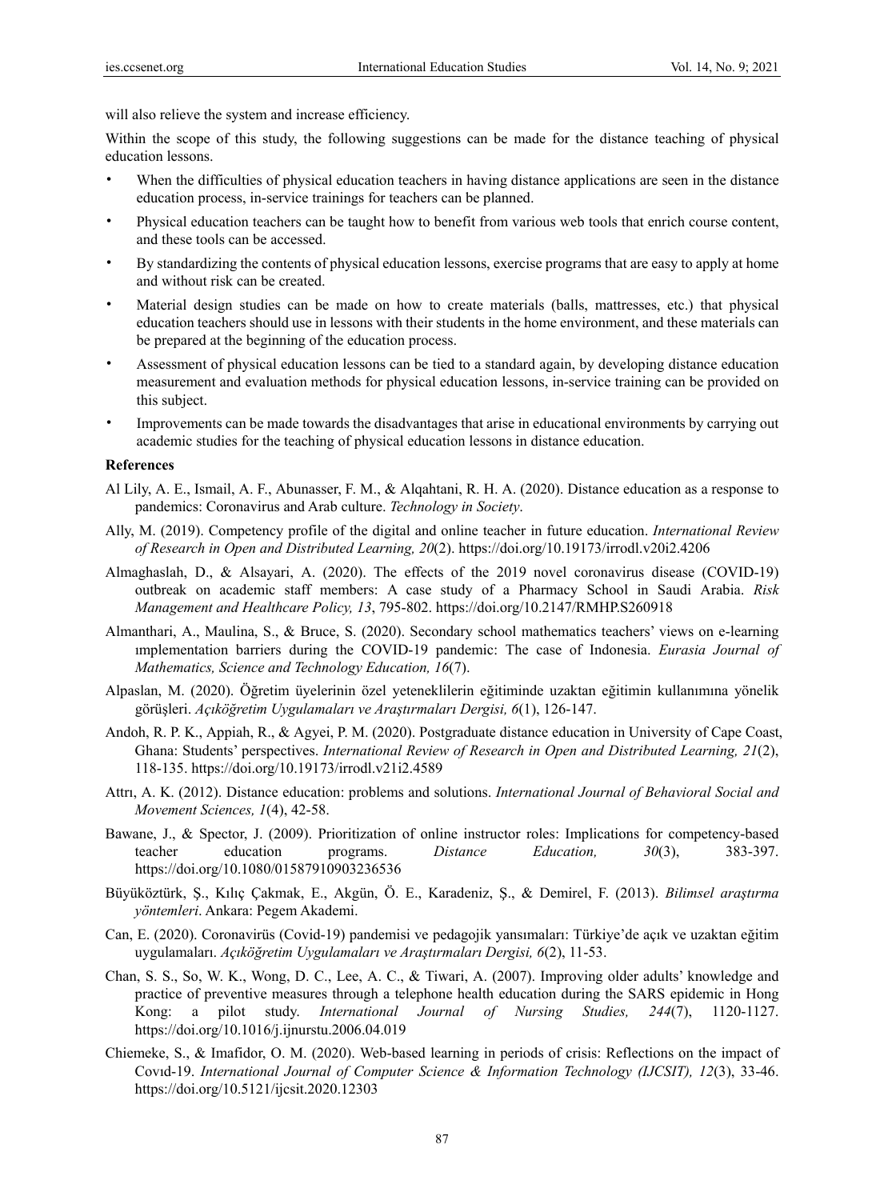will also relieve the system and increase efficiency.

Within the scope of this study, the following suggestions can be made for the distance teaching of physical education lessons.

- When the difficulties of physical education teachers in having distance applications are seen in the distance education process, in-service trainings for teachers can be planned.
- Physical education teachers can be taught how to benefit from various web tools that enrich course content, and these tools can be accessed.
- By standardizing the contents of physical education lessons, exercise programs that are easy to apply at home and without risk can be created.
- Material design studies can be made on how to create materials (balls, mattresses, etc.) that physical education teachers should use in lessons with their students in the home environment, and these materials can be prepared at the beginning of the education process.
- Assessment of physical education lessons can be tied to a standard again, by developing distance education measurement and evaluation methods for physical education lessons, in-service training can be provided on this subject.
- Improvements can be made towards the disadvantages that arise in educational environments by carrying out academic studies for the teaching of physical education lessons in distance education.

## References

Al Lily, A. E., Ismail, A. F., Abunasser, F. M., & Alqahtani, R. H. A. (2020). Distance education as a response to pandemics: Coronavirus and Arab culture. *Technology in Society*.

Ally, M. (2019). Competency profile of the digital and online teacher in future education. *International Review of Research in Open and Distributed Learning, 20*(2). https://doi.org/10.19173/irrodl.v20i2.4206

Almaghaslah, D., & Alsayari, A. (2020). The effects of the 2019 novel coronavirus disease (COVID-19) outbreak on academic staff members: A case study of a Pharmacy School in Saudi Arabia. *Risk Management and Healthcare Policy, 13*, 795-802. https://doi.org/10.2147/RMHP.S260918

Almanthari, A., Maulina, S., & Bruce, S. (2020). Secondary school mathematics teachers' views on e-learning ımplementation barriers during the COVID-19 pandemic: The case of Indonesia. *Eurasia Journal of Mathematics, Science and Technology Education, 16*(7).

Alpaslan, M. (2020). Öğretim üyelerinin özel yeteneklilerin eğitiminde uzaktan eğitimin kullanımına yönelik görüşleri. *Açıköğretim Uygulamaları ve Araştırmaları Dergisi, 6*(1), 126-147.

Andoh, R. P. K., Appiah, R., & Agyei, P. M. (2020). Postgraduate distance education in University of Cape Coast, Ghana: Students' perspectives. *International Review of Research in Open and Distributed Learning, 21*(2), 118-135. https://doi.org/10.19173/irrodl.v21i2.4589

Attrı, A. K. (2012). Distance education: problems and solutions. *International Journal of Behavioral Social and Movement Sciences, 1*(4), 42-58.

Bawane, J., & Spector, J. (2009). Prioritization of online instructor roles: Implications for competency-based teacher education programs. *Distance Education, 30*(3), 383-397. https://doi.org/10.1080/01587910903236536

Büyüköztürk, Ş., Kılıç Çakmak, E., Akgün, Ö. E., Karadeniz, Ş., & Demirel, F. (2013). *Bilimsel araştırma yöntemleri*. Ankara: Pegem Akademi.

Can, E. (2020). Coronavirüs (Covid-19) pandemisi ve pedagojik yansımaları: Türkiye'de açık ve uzaktan eğitim uygulamaları. *Açıköğretim Uygulamaları ve Araştırmaları Dergisi, 6*(2), 11-53.

Chan, S. S., So, W. K., Wong, D. C., Lee, A. C., & Tiwari, A. (2007). Improving older adults' knowledge and practice of preventive measures through a telephone health education during the SARS epidemic in Hong Kong: a pilot study. *International Journal of Nursing Studies, 244*(7), 1120-1127. https://doi.org/10.1016/j.ijnurstu.2006.04.019

Chiemeke, S., & Imafidor, O. M. (2020). Web-based learning in periods of crisis: Reflections on the impact of Covıd-19. *International Journal of Computer Science & Information Technology (IJCSIT), 12*(3), 33-46. https://doi.org/10.5121/ijcsit.2020.12303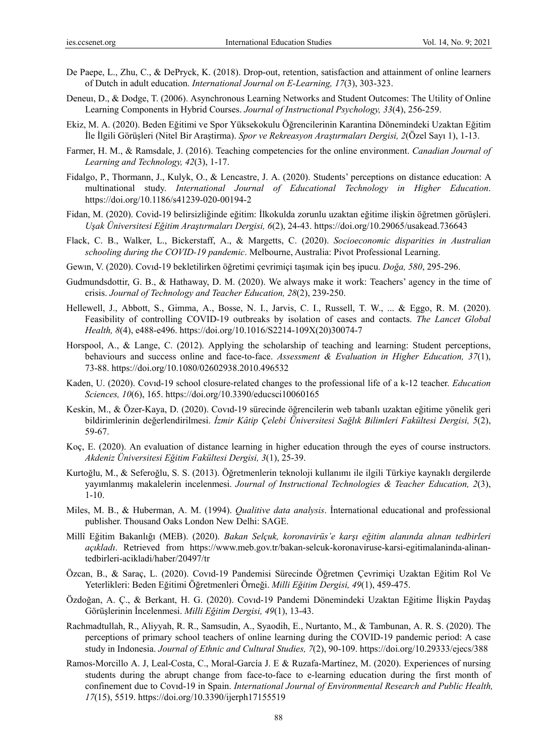De Paepe, L., Zhu, C., & DePryck, K. (2018). Drop-out, retention, satisfaction and attainment of online learners of Dutch in adult education. *International Journal on E-Learning, 17*(3), 303-323.

Deneuı, D., & Dodge, T. (2006). Asynchronous Learning Networks and Student Outcomes: The Utility of Online Learning Components in Hybrid Courses. *Journal of Instructional Psychology, 33*(4), 256-259.

Ekiz, M. A. (2020). Beden Eğitimi ve Spor Yüksekokulu Öğrencilerinin Karantina Dönemindeki Uzaktan Eğitim İle İlgili Görüşleri (Nitel Bir Araştirma). *Spor ve Rekreasyon Araştırmaları Dergisi, 2*(Özel Sayı 1), 1-13.

Farmer, H. M., & Ramsdale, J. (2016). Teaching competencies for the online environment. *Canadian Journal of Learning and Technology, 42*(3), 1-17.

Fidalgo, P., Thormann, J., Kulyk, O., & Lencastre, J. A. (2020). Students' perceptions on distance education: A multinational study. *International Journal of Educational Technology in Higher Education*. https://doi.org/10.1186/s41239-020-00194-2

Fidan, M. (2020). Covid-19 belirsizliğinde eğitim: İlkokulda zorunlu uzaktan eğitime ilişkin öğretmen görüşleri. *Uşak Üniversitesi Eğitim Araştırmaları Dergisi, 6*(2), 24-43. https://doi.org/10.29065/usakead.736643

Flack, C. B., Walker, L., Bickerstaff, A., & Margetts, C. (2020). *Socioeconomic disparities in Australian schooling during the COVID-19 pandemic*. Melbourne, Australia: Pivot Professional Learning.

Gewın, V. (2020). Covıd-19 bekletilirken öğretimi çevrimiçi taşımak için beş ipucu. *Doğa, 580*, 295-296.

Gudmundsdottir, G. B., & Hathaway, D. M. (2020). We always make it work: Teachers' agency in the time of crisis. *Journal of Technology and Teacher Education, 28*(2), 239-250.

Hellewell, J., Abbott, S., Gimma, A., Bosse, N. I., Jarvis, C. I., Russell, T. W., ... & Eggo, R. M. (2020). Feasibility of controlling COVID-19 outbreaks by isolation of cases and contacts. *The Lancet Global Health, 8*(4), e488-e496. https://doi.org/10.1016/S2214-109X(20)30074-7

Horspool, A., & Lange, C. (2012). Applying the scholarship of teaching and learning: Student perceptions, behaviours and success online and face-to-face. *Assessment & Evaluation in Higher Education, 37*(1), 73-88. https://doi.org/10.1080/02602938.2010.496532

Kaden, U. (2020). Covıd-19 school closure-related changes to the professional life of a k-12 teacher. *Education Sciences, 10*(6), 165. https://doi.org/10.3390/educsci10060165

Keskin, M., & Özer-Kaya, D. (2020). Covıd-19 sürecinde öğrencilerin web tabanlı uzaktan eğitime yönelik geri bildirimlerinin değerlendirilmesi. *İzmir Kâtip Çelebi Üniversitesi Sağlık Bilimleri Fakültesi Dergisi, 5*(2), 59-67.

Koç, E. (2020). An evaluation of distance learning in higher education through the eyes of course instructors. *Akdeniz Üniversitesi Eğitim Fakültesi Dergisi, 3*(1), 25-39.

Kurtoğlu, M., & Seferoğlu, S. S. (2013). Öğretmenlerin teknoloji kullanımı ile ilgili Türkiye kaynaklı dergilerde yayımlanmış makalelerin incelenmesi. *Journal of Instructional Technologies & Teacher Education, 2*(3), 1-10.

Miles, M. B., & Huberman, A. M. (1994). *Qualitive data analysis*. İnternational educational and professional publisher. Thousand Oaks London New Delhi: SAGE.

Millî Eğitim Bakanlığı (MEB). (2020). *Bakan Selçuk, koronavirüs'e karşı eğitim alanında alınan tedbirleri açıkladı*. Retrieved from https://www.meb.gov.tr/bakan-selcuk-koronaviruse-karsi-egitimalaninda-alinan-tedbirleri-acikladi/haber/20497/tr

Özcan, B., & Saraç, L. (2020). Covıd-19 Pandemisi Sürecinde Öğretmen Çevrimiçi Uzaktan Eğitim Rol Ve Yeterlikleri: Beden Eğitimi Öğretmenleri Örneği. *Milli Eğitim Dergisi, 49*(1), 459-475.

Özdoğan, A. Ç., & Berkant, H. G. (2020). Covıd-19 Pandemi Dönemindeki Uzaktan Eğitime İlişkin Paydaş Görüşlerinin İncelenmesi. *Milli Eğitim Dergisi, 49*(1), 13-43.

Rachmadtullah, R., Aliyyah, R. R., Samsudin, A., Syaodih, E., Nurtanto, M., & Tambunan, A. R. S. (2020). The perceptions of primary school teachers of online learning during the COVID-19 pandemic period: A case study in Indonesia. *Journal of Ethnic and Cultural Studies, 7*(2), 90-109. https://doi.org/10.29333/ejecs/388

Ramos-Morcillo A. J, Leal-Costa, C., Moral-García J. E & Ruzafa-Martínez, M. (2020). Experiences of nursing students during the abrupt change from face-to-face to e-learning education during the first month of confinement due to Covıd-19 in Spain. *International Journal of Environmental Research and Public Health, 17*(15), 5519. https://doi.org/10.3390/ijerph17155519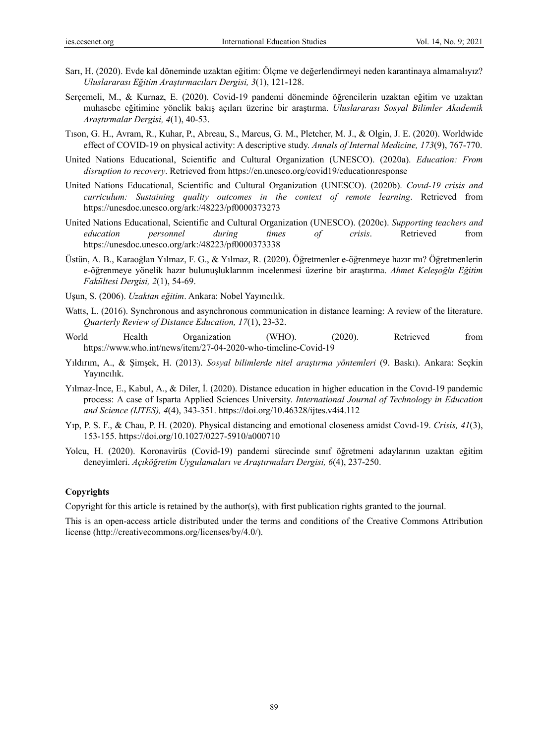Sarı, H. (2020). Evde kal döneminde uzaktan eğitim: Ölçme ve değerlendirmeyi neden karantinaya almamalıyız? *Uluslararası Eğitim Araştırmacıları Dergisi, 3*(1), 121-128.

Serçemeli, M., & Kurnaz, E. (2020). Covid-19 pandemi döneminde öğrencilerin uzaktan eğitim ve uzaktan muhasebe eğitimine yönelik bakış açıları üzerine bir araştırma. *Uluslararası Sosyal Bilimler Akademik Araştırmalar Dergisi, 4*(1), 40-53.

Tıson, G. H., Avram, R., Kuhar, P., Abreau, S., Marcus, G. M., Pletcher, M. J., & Olgin, J. E. (2020). Worldwide effect of COVID-19 on physical activity: A descriptive study. *Annals of Internal Medicine, 173*(9), 767-770.

United Nations Educational, Scientific and Cultural Organization (UNESCO). (2020a). *Education: From disruption to recovery*. Retrieved from https://en.unesco.org/covid19/educationresponse

United Nations Educational, Scientific and Cultural Organization (UNESCO). (2020b). *Covıd-19 crisis and curriculum: Sustaining quality outcomes in the context of remote learning*. Retrieved from https://unesdoc.unesco.org/ark:/48223/pf0000373273

United Nations Educational, Scientific and Cultural Organization (UNESCO). (2020c). *Supporting teachers and education personnel during times of crisis*. Retrieved from https://unesdoc.unesco.org/ark:/48223/pf0000373338

Üstün, A. B., Karaoğlan Yılmaz, F. G., & Yılmaz, R. (2020). Öğretmenler e-öğrenmeye hazır mı? Öğretmenlerin e-öğrenmeye yönelik hazır bulunuşluklarının incelenmesi üzerine bir araştırma. *Ahmet Keleşoğlu Eğitim Fakültesi Dergisi, 2*(1), 54-69.

Uşun, S. (2006). *Uzaktan eğitim*. Ankara: Nobel Yayıncılık.

Watts, L. (2016). Synchronous and asynchronous communication in distance learning: A review of the literature. *Quarterly Review of Distance Education, 17*(1), 23-32.

World Health Organization (WHO). (2020). Retrieved from https://www.who.int/news/item/27-04-2020-who-timeline-Covid-19

Yıldırım, A., & Şimşek, H. (2013). *Sosyal bilimlerde nitel araştırma yöntemleri* (9. Baskı). Ankara: Seçkin Yayıncılık.

Yılmaz-İnce, E., Kabul, A., & Diler, İ. (2020). Distance education in higher education in the Covıd-19 pandemic process: A case of Isparta Applied Sciences University. *International Journal of Technology in Education and Science (IJTES), 4*(4), 343-351. https://doi.org/10.46328/ijtes.v4i4.112

Yıp, P. S. F., & Chau, P. H. (2020). Physical distancing and emotional closeness amidst Covıd-19. *Crisis, 41*(3), 153-155. https://doi.org/10.1027/0227-5910/a000710

Yolcu, H. (2020). Koronavirüs (Covid-19) pandemi sürecinde sınıf öğretmeni adaylarının uzaktan eğitim deneyimleri. *Açıköğretim Uygulamaları ve Araştırmaları Dergisi, 6*(4), 237-250.

**Copyrights**

Copyright for this article is retained by the author(s), with first publication rights granted to the journal.

This is an open-access article distributed under the terms and conditions of the Creative Commons Attribution license (http://creativecommons.org/licenses/by/4.0/).